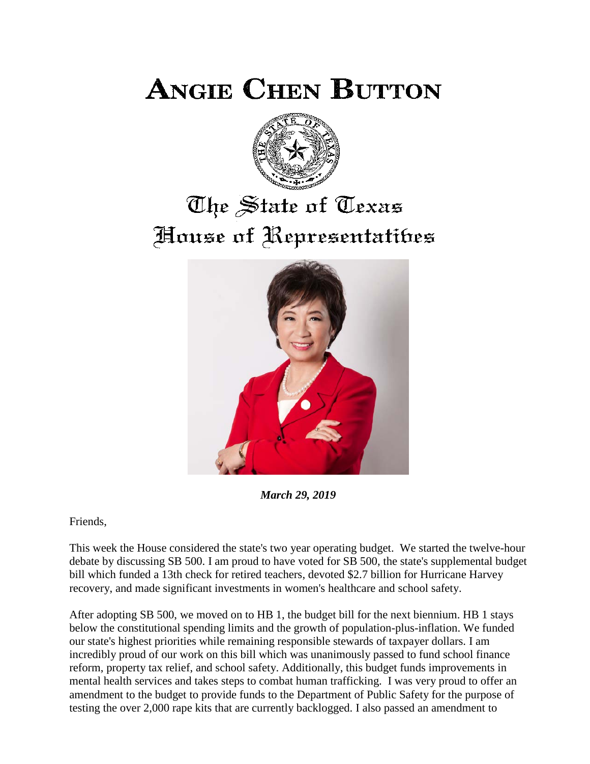# ANGIE CHEN BUTTON

## The State of Texas
## House of Representatives

***March 29, 2019***

Friends,

This week the House considered the state's two year operating budget. We started the twelve-hour debate by discussing SB 500. I am proud to have voted for SB 500, the state's supplemental budget bill which funded a 13th check for retired teachers, devoted $2.7 billion for Hurricane Harvey recovery, and made significant investments in women's healthcare and school safety.

After adopting SB 500, we moved on to HB 1, the budget bill for the next biennium. HB 1 stays below the constitutional spending limits and the growth of population-plus-inflation. We funded our state's highest priorities while remaining responsible stewards of taxpayer dollars. I am incredibly proud of our work on this bill which was unanimously passed to fund school finance reform, property tax relief, and school safety. Additionally, this budget funds improvements in mental health services and takes steps to combat human trafficking. I was very proud to offer an amendment to the budget to provide funds to the Department of Public Safety for the purpose of testing the over 2,000 rape kits that are currently backlogged. I also passed an amendment to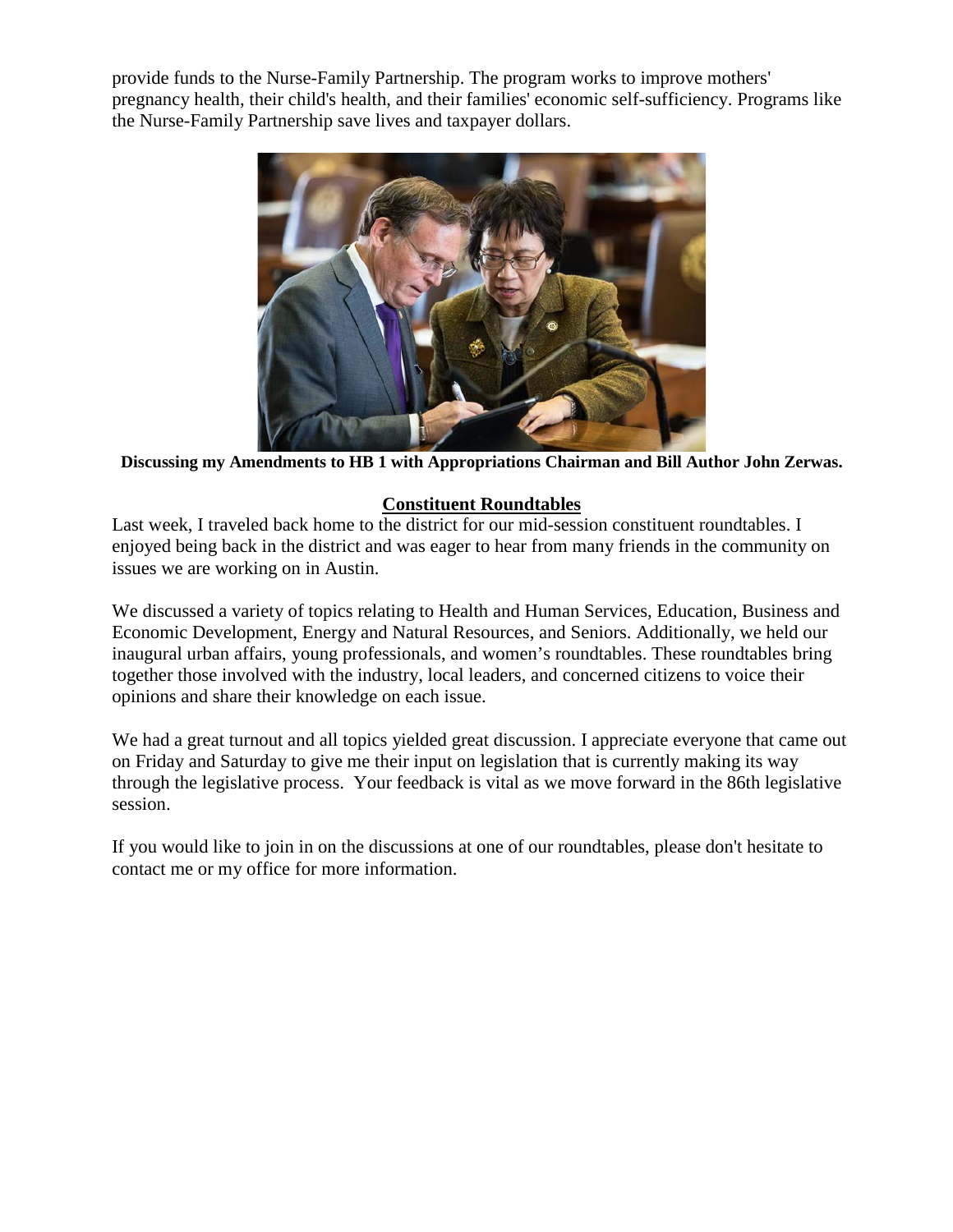provide funds to the Nurse-Family Partnership. The program works to improve mothers' pregnancy health, their child's health, and their families' economic self-sufficiency. Programs like the Nurse-Family Partnership save lives and taxpayer dollars.

**Discussing my Amendments to HB 1 with Appropriations Chairman and Bill Author John Zerwas.**

## Constituent Roundtables

Last week, I traveled back home to the district for our mid-session constituent roundtables. I enjoyed being back in the district and was eager to hear from many friends in the community on issues we are working on in Austin.

We discussed a variety of topics relating to Health and Human Services, Education, Business and Economic Development, Energy and Natural Resources, and Seniors. Additionally, we held our inaugural urban affairs, young professionals, and women's roundtables. These roundtables bring together those involved with the industry, local leaders, and concerned citizens to voice their opinions and share their knowledge on each issue.

We had a great turnout and all topics yielded great discussion. I appreciate everyone that came out on Friday and Saturday to give me their input on legislation that is currently making its way through the legislative process. Your feedback is vital as we move forward in the 86th legislative session.

If you would like to join in on the discussions at one of our roundtables, please don't hesitate to contact me or my office for more information.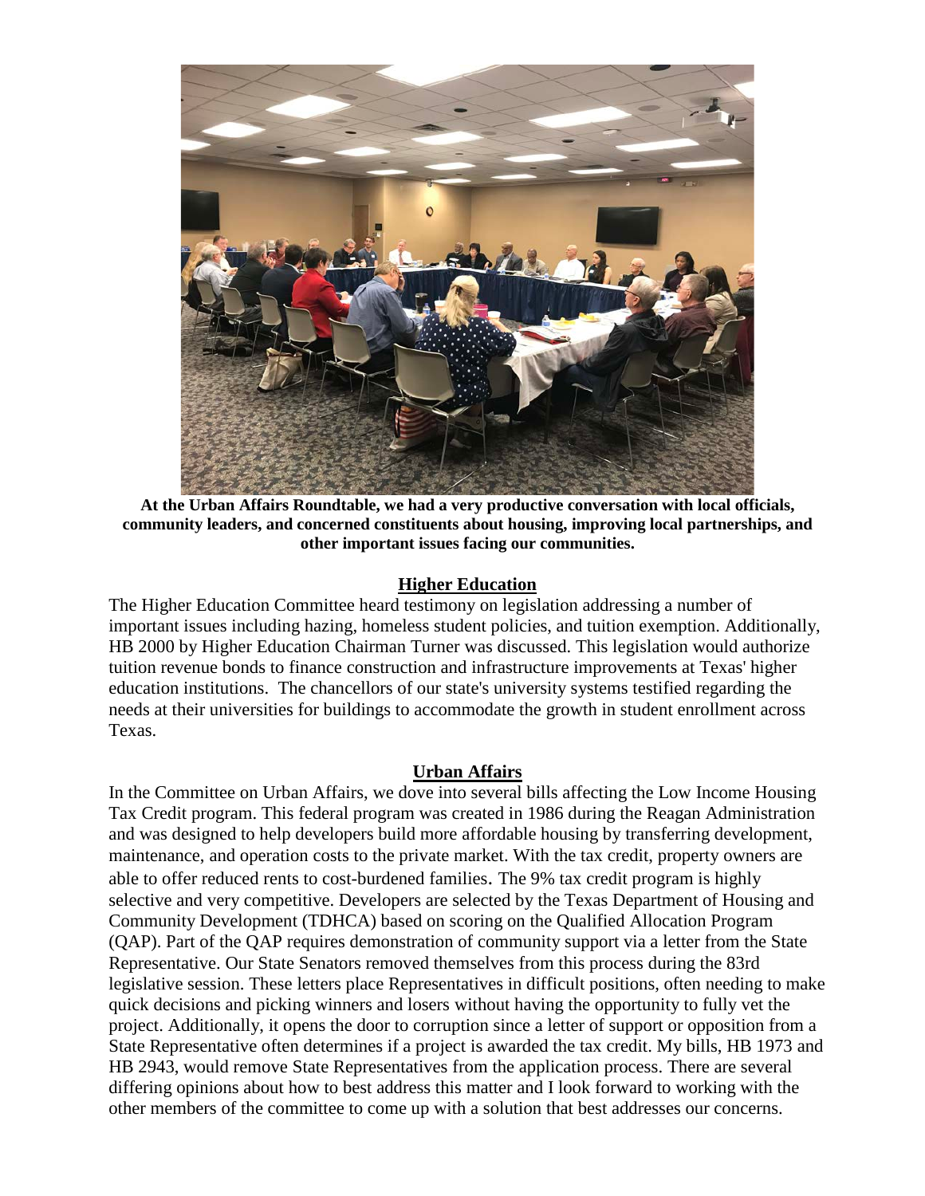**At the Urban Affairs Roundtable, we had a very productive conversation with local officials, community leaders, and concerned constituents about housing, improving local partnerships, and other important issues facing our communities.**

## Higher Education

The Higher Education Committee heard testimony on legislation addressing a number of important issues including hazing, homeless student policies, and tuition exemption. Additionally, HB 2000 by Higher Education Chairman Turner was discussed. This legislation would authorize tuition revenue bonds to finance construction and infrastructure improvements at Texas' higher education institutions. The chancellors of our state's university systems testified regarding the needs at their universities for buildings to accommodate the growth in student enrollment across Texas.

## Urban Affairs

In the Committee on Urban Affairs, we dove into several bills affecting the Low Income Housing Tax Credit program. This federal program was created in 1986 during the Reagan Administration and was designed to help developers build more affordable housing by transferring development, maintenance, and operation costs to the private market. With the tax credit, property owners are able to offer reduced rents to cost-burdened families. The 9% tax credit program is highly selective and very competitive. Developers are selected by the Texas Department of Housing and Community Development (TDHCA) based on scoring on the Qualified Allocation Program (QAP). Part of the QAP requires demonstration of community support via a letter from the State Representative. Our State Senators removed themselves from this process during the 83rd legislative session. These letters place Representatives in difficult positions, often needing to make quick decisions and picking winners and losers without having the opportunity to fully vet the project. Additionally, it opens the door to corruption since a letter of support or opposition from a State Representative often determines if a project is awarded the tax credit. My bills, HB 1973 and HB 2943, would remove State Representatives from the application process. There are several differing opinions about how to best address this matter and I look forward to working with the other members of the committee to come up with a solution that best addresses our concerns.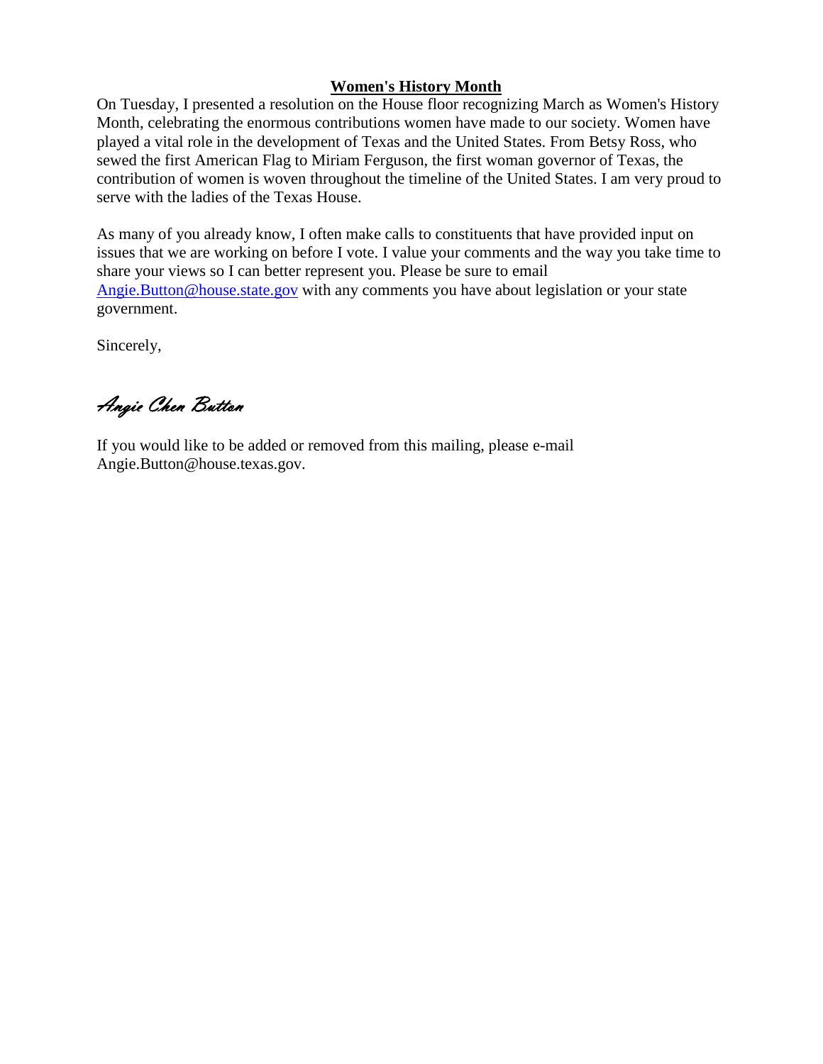**Women's History Month**

On Tuesday, I presented a resolution on the House floor recognizing March as Women's History Month, celebrating the enormous contributions women have made to our society. Women have played a vital role in the development of Texas and the United States. From Betsy Ross, who sewed the first American Flag to Miriam Ferguson, the first woman governor of Texas, the contribution of women is woven throughout the timeline of the United States. I am very proud to serve with the ladies of the Texas House.

As many of you already know, I often make calls to constituents that have provided input on issues that we are working on before I vote. I value your comments and the way you take time to share your views so I can better represent you. Please be sure to email [Angie.Button@house.state.gov](mailto:Angie.Button@house.state.gov) with any comments you have about legislation or your state government.

Sincerely,

*Angie Chen Button*

If you would like to be added or removed from this mailing, please e-mail Angie.Button@house.texas.gov.